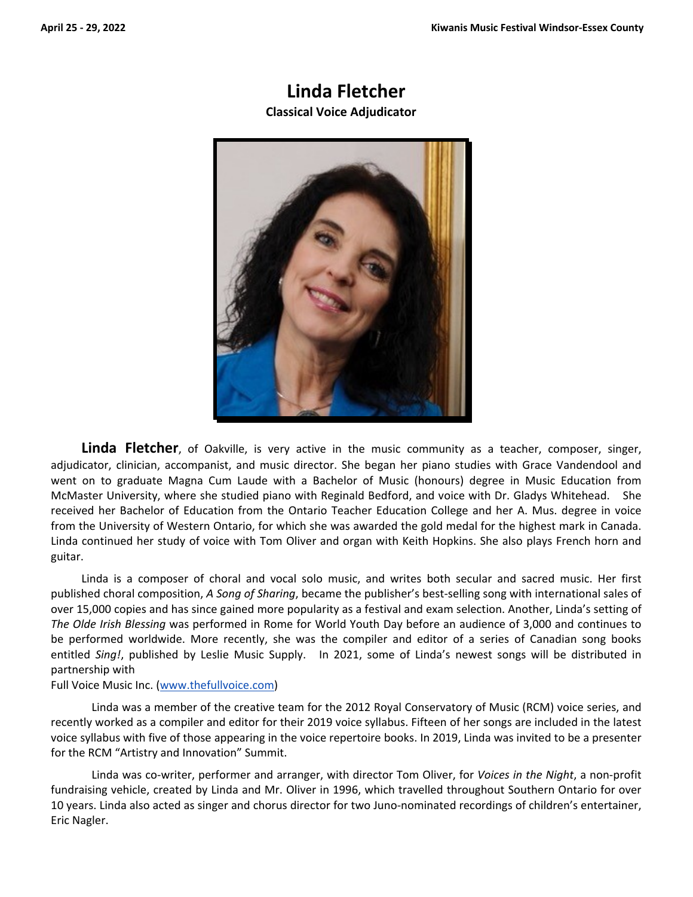# Linda Fletcher

**Classical Voice Adjudicator**

**Linda Fletcher**, of Oakville, is very active in the music community as a teacher, composer, singer, adjudicator, clinician, accompanist, and music director. She began her piano studies with Grace Vandendool and went on to graduate Magna Cum Laude with a Bachelor of Music (honours) degree in Music Education from McMaster University, where she studied piano with Reginald Bedford, and voice with Dr. Gladys Whitehead. She received her Bachelor of Education from the Ontario Teacher Education College and her A. Mus. degree in voice from the University of Western Ontario, for which she was awarded the gold medal for the highest mark in Canada. Linda continued her study of voice with Tom Oliver and organ with Keith Hopkins. She also plays French horn and guitar.

Linda is a composer of choral and vocal solo music, and writes both secular and sacred music. Her first published choral composition, *A Song of Sharing*, became the publisher's best-selling song with international sales of over 15,000 copies and has since gained more popularity as a festival and exam selection. Another, Linda's setting of *The Olde Irish Blessing* was performed in Rome for World Youth Day before an audience of 3,000 and continues to be performed worldwide. More recently, she was the compiler and editor of a series of Canadian song books entitled *Sing!*, published by Leslie Music Supply. In 2021, some of Linda's newest songs will be distributed in partnership with
Full Voice Music Inc. ([www.thefullvoice.com](www.thefullvoice.com))

Linda was a member of the creative team for the 2012 Royal Conservatory of Music (RCM) voice series, and recently worked as a compiler and editor for their 2019 voice syllabus. Fifteen of her songs are included in the latest voice syllabus with five of those appearing in the voice repertoire books. In 2019, Linda was invited to be a presenter for the RCM "Artistry and Innovation" Summit.

Linda was co-writer, performer and arranger, with director Tom Oliver, for *Voices in the Night*, a non-profit fundraising vehicle, created by Linda and Mr. Oliver in 1996, which travelled throughout Southern Ontario for over 10 years. Linda also acted as singer and chorus director for two Juno-nominated recordings of children's entertainer, Eric Nagler.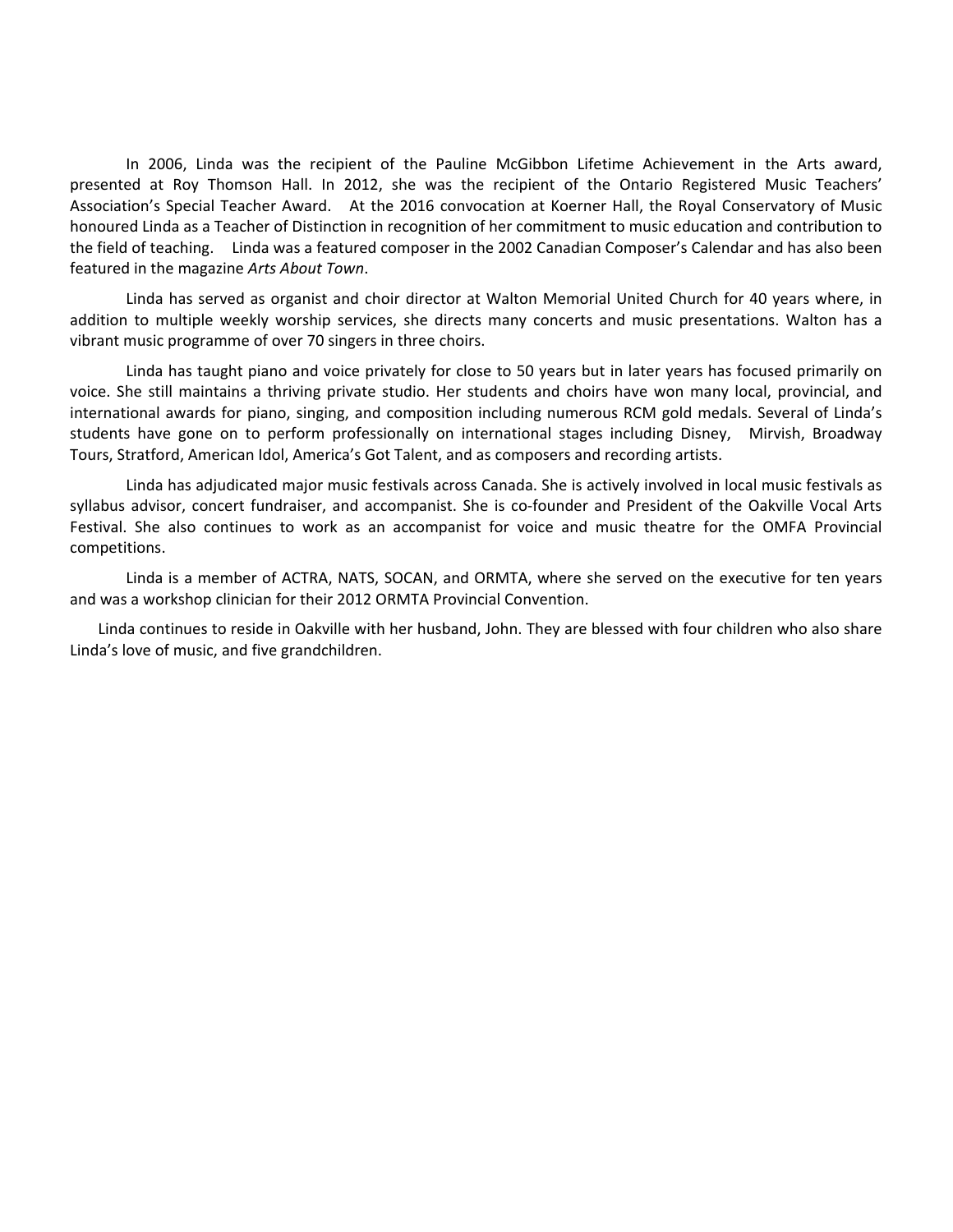In 2006, Linda was the recipient of the Pauline McGibbon Lifetime Achievement in the Arts award, presented at Roy Thomson Hall. In 2012, she was the recipient of the Ontario Registered Music Teachers' Association's Special Teacher Award. At the 2016 convocation at Koerner Hall, the Royal Conservatory of Music honoured Linda as a Teacher of Distinction in recognition of her commitment to music education and contribution to the field of teaching. Linda was a featured composer in the 2002 Canadian Composer's Calendar and has also been featured in the magazine *Arts About Town*.

Linda has served as organist and choir director at Walton Memorial United Church for 40 years where, in addition to multiple weekly worship services, she directs many concerts and music presentations. Walton has a vibrant music programme of over 70 singers in three choirs.

Linda has taught piano and voice privately for close to 50 years but in later years has focused primarily on voice. She still maintains a thriving private studio. Her students and choirs have won many local, provincial, and international awards for piano, singing, and composition including numerous RCM gold medals. Several of Linda's students have gone on to perform professionally on international stages including Disney, Mirvish, Broadway Tours, Stratford, American Idol, America's Got Talent, and as composers and recording artists.

Linda has adjudicated major music festivals across Canada. She is actively involved in local music festivals as syllabus advisor, concert fundraiser, and accompanist. She is co-founder and President of the Oakville Vocal Arts Festival. She also continues to work as an accompanist for voice and music theatre for the OMFA Provincial competitions.

Linda is a member of ACTRA, NATS, SOCAN, and ORMTA, where she served on the executive for ten years and was a workshop clinician for their 2012 ORMTA Provincial Convention.

Linda continues to reside in Oakville with her husband, John. They are blessed with four children who also share Linda's love of music, and five grandchildren.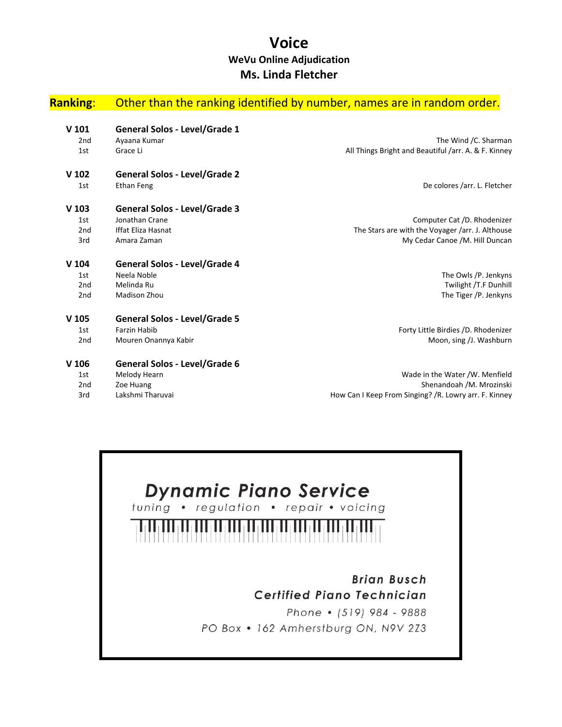# Voice

### WeVu Online Adjudication

### Ms. Linda Fletcher

**Ranking**: Other than the ranking identified by number, names are in random order.

| | | |
|---|---|---|
| **V 101** | **General Solos - Level/Grade 1** | |
| 2nd | Ayaana Kumar | The Wind /C. Sharman |
| 1st | Grace Li | All Things Bright and Beautiful /arr. A. & F. Kinney |
| **V 102** | **General Solos - Level/Grade 2** | |
| 1st | Ethan Feng | De colores /arr. L. Fletcher |
| **V 103** | **General Solos - Level/Grade 3** | |
| 1st | Jonathan Crane | Computer Cat /D. Rhodenizer |
| 2nd | Iffat Eliza Hasnat | The Stars are with the Voyager /arr. J. Althouse |
| 3rd | Amara Zaman | My Cedar Canoe /M. Hill Duncan |
| **V 104** | **General Solos - Level/Grade 4** | |
| 1st | Neela Noble | The Owls /P. Jenkyns |
| 2nd | Melinda Ru | Twilight /T.F Dunhill |
| 2nd | Madison Zhou | The Tiger /P. Jenkyns |
| **V 105** | **General Solos - Level/Grade 5** | |
| 1st | Farzin Habib | Forty Little Birdies /D. Rhodenizer |
| 2nd | Mouren Onannya Kabir | Moon, sing /J. Washburn |
| **V 106** | **General Solos - Level/Grade 6** | |
| 1st | Melody Hearn | Wade in the Water /W. Menfield |
| 2nd | Zoe Huang | Shenandoah /M. Mrozinski |
| 3rd | Lakshmi Tharuvai | How Can I Keep From Singing? /R. Lowry arr. F. Kinney |

**Dynamic Piano Service**

*tuning • regulation • repair • voicing*

**Brian Busch**

**Certified Piano Technician**

Phone • (519) 984 - 9888

PO Box • 162 Amherstburg ON, N9V 2Z3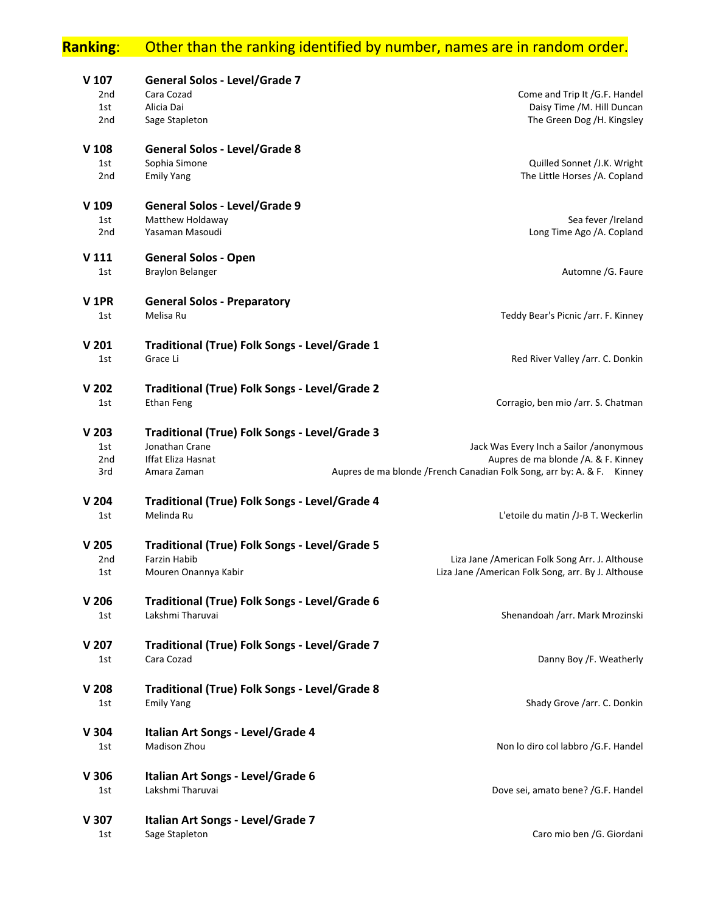**Ranking**: Other than the ranking identified by number, names are in random order.

| | | |
|---|---|---|
| **V 107** | **General Solos - Level/Grade 7** | |
| 2nd | Cara Cozad | Come and Trip It /G.F. Handel |
| 1st | Alicia Dai | Daisy Time /M. Hill Duncan |
| 2nd | Sage Stapleton | The Green Dog /H. Kingsley |
| **V 108** | **General Solos - Level/Grade 8** | |
| 1st | Sophia Simone | Quilled Sonnet /J.K. Wright |
| 2nd | Emily Yang | The Little Horses /A. Copland |
| **V 109** | **General Solos - Level/Grade 9** | |
| 1st | Matthew Holdaway | Sea fever /Ireland |
| 2nd | Yasaman Masoudi | Long Time Ago /A. Copland |
| **V 111** | **General Solos - Open** | |
| 1st | Braylon Belanger | Automne /G. Faure |
| **V 1PR** | **General Solos - Preparatory** | |
| 1st | Melisa Ru | Teddy Bear's Picnic /arr. F. Kinney |
| **V 201** | **Traditional (True) Folk Songs - Level/Grade 1** | |
| 1st | Grace Li | Red River Valley /arr. C. Donkin |
| **V 202** | **Traditional (True) Folk Songs - Level/Grade 2** | |
| 1st | Ethan Feng | Corragio, ben mio /arr. S. Chatman |
| **V 203** | **Traditional (True) Folk Songs - Level/Grade 3** | |
| 1st | Jonathan Crane | Jack Was Every Inch a Sailor /anonymous |
| 2nd | Iffat Eliza Hasnat | Aupres de ma blonde /A. & F. Kinney |
| 3rd | Amara Zaman | Aupres de ma blonde /French Canadian Folk Song, arr by: A. & F. Kinney |
| **V 204** | **Traditional (True) Folk Songs - Level/Grade 4** | |
| 1st | Melinda Ru | L'etoile du matin /J-B T. Weckerlin |
| **V 205** | **Traditional (True) Folk Songs - Level/Grade 5** | |
| 2nd | Farzin Habib | Liza Jane /American Folk Song Arr. J. Althouse |
| 1st | Mouren Onannya Kabir | Liza Jane /American Folk Song, arr. By J. Althouse |
| **V 206** | **Traditional (True) Folk Songs - Level/Grade 6** | |
| 1st | Lakshmi Tharuvai | Shenandoah /arr. Mark Mrozinski |
| **V 207** | **Traditional (True) Folk Songs - Level/Grade 7** | |
| 1st | Cara Cozad | Danny Boy /F. Weatherly |
| **V 208** | **Traditional (True) Folk Songs - Level/Grade 8** | |
| 1st | Emily Yang | Shady Grove /arr. C. Donkin |
| **V 304** | **Italian Art Songs - Level/Grade 4** | |
| 1st | Madison Zhou | Non lo diro col labbro /G.F. Handel |
| **V 306** | **Italian Art Songs - Level/Grade 6** | |
| 1st | Lakshmi Tharuvai | Dove sei, amato bene? /G.F. Handel |
| **V 307** | **Italian Art Songs - Level/Grade 7** | |
| 1st | Sage Stapleton | Caro mio ben /G. Giordani |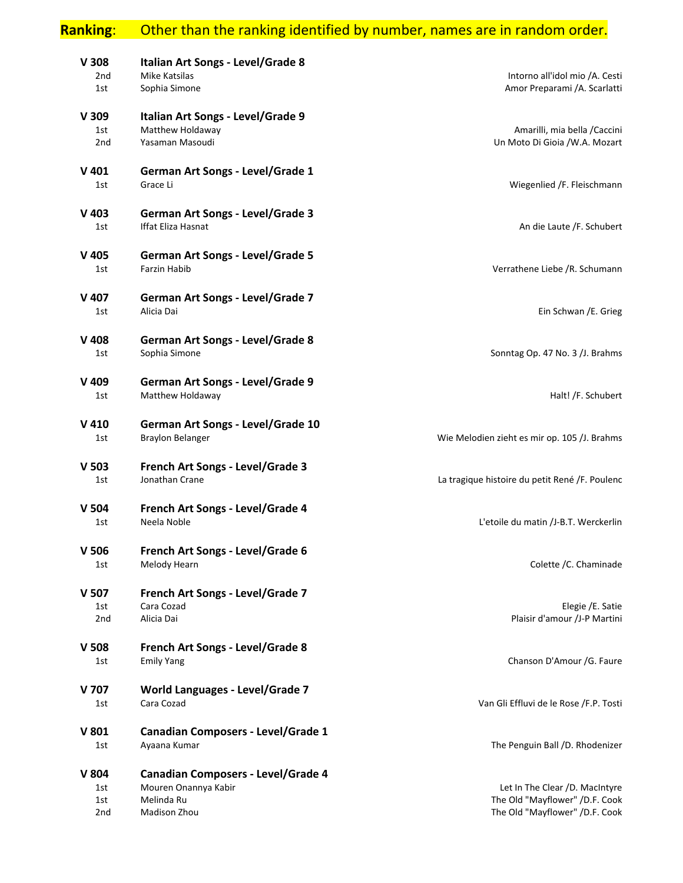**Ranking**: Other than the ranking identified by number, names are in random order.

### V 308 Italian Art Songs - Level/Grade 8

| | | |
|---|---|---|
| 2nd | Mike Katsilas | Intorno all'idol mio /A. Cesti |
| 1st | Sophia Simone | Amor Preparami /A. Scarlatti |

### V 309 Italian Art Songs - Level/Grade 9

| | | |
|---|---|---|
| 1st | Matthew Holdaway | Amarilli, mia bella /Caccini |
| 2nd | Yasaman Masoudi | Un Moto Di Gioia /W.A. Mozart |

### V 401 German Art Songs - Level/Grade 1

| | | |
|---|---|---|
| 1st | Grace Li | Wiegenlied /F. Fleischmann |

### V 403 German Art Songs - Level/Grade 3

| | | |
|---|---|---|
| 1st | Iffat Eliza Hasnat | An die Laute /F. Schubert |

### V 405 German Art Songs - Level/Grade 5

| | | |
|---|---|---|
| 1st | Farzin Habib | Verrathene Liebe /R. Schumann |

### V 407 German Art Songs - Level/Grade 7

| | | |
|---|---|---|
| 1st | Alicia Dai | Ein Schwan /E. Grieg |

### V 408 German Art Songs - Level/Grade 8

| | | |
|---|---|---|
| 1st | Sophia Simone | Sonntag Op. 47 No. 3 /J. Brahms |

### V 409 German Art Songs - Level/Grade 9

| | | |
|---|---|---|
| 1st | Matthew Holdaway | Halt! /F. Schubert |

### V 410 German Art Songs - Level/Grade 10

| | | |
|---|---|---|
| 1st | Braylon Belanger | Wie Melodien zieht es mir op. 105 /J. Brahms |

### V 503 French Art Songs - Level/Grade 3

| | | |
|---|---|---|
| 1st | Jonathan Crane | La tragique histoire du petit René /F. Poulenc |

### V 504 French Art Songs - Level/Grade 4

| | | |
|---|---|---|
| 1st | Neela Noble | L'etoile du matin /J-B.T. Werckerlin |

### V 506 French Art Songs - Level/Grade 6

| | | |
|---|---|---|
| 1st | Melody Hearn | Colette /C. Chaminade |

### V 507 French Art Songs - Level/Grade 7

| | | |
|---|---|---|
| 1st | Cara Cozad | Elegie /E. Satie |
| 2nd | Alicia Dai | Plaisir d'amour /J-P Martini |

### V 508 French Art Songs - Level/Grade 8

| | | |
|---|---|---|
| 1st | Emily Yang | Chanson D'Amour /G. Faure |

### V 707 World Languages - Level/Grade 7

| | | |
|---|---|---|
| 1st | Cara Cozad | Van Gli Effluvi de le Rose /F.P. Tosti |

### V 801 Canadian Composers - Level/Grade 1

| | | |
|---|---|---|
| 1st | Ayaana Kumar | The Penguin Ball /D. Rhodenizer |

### V 804 Canadian Composers - Level/Grade 4

| | | |
|---|---|---|
| 1st | Mouren Onannya Kabir | Let In The Clear /D. MacIntyre |
| 1st | Melinda Ru | The Old "Mayflower" /D.F. Cook |
| 2nd | Madison Zhou | The Old "Mayflower" /D.F. Cook |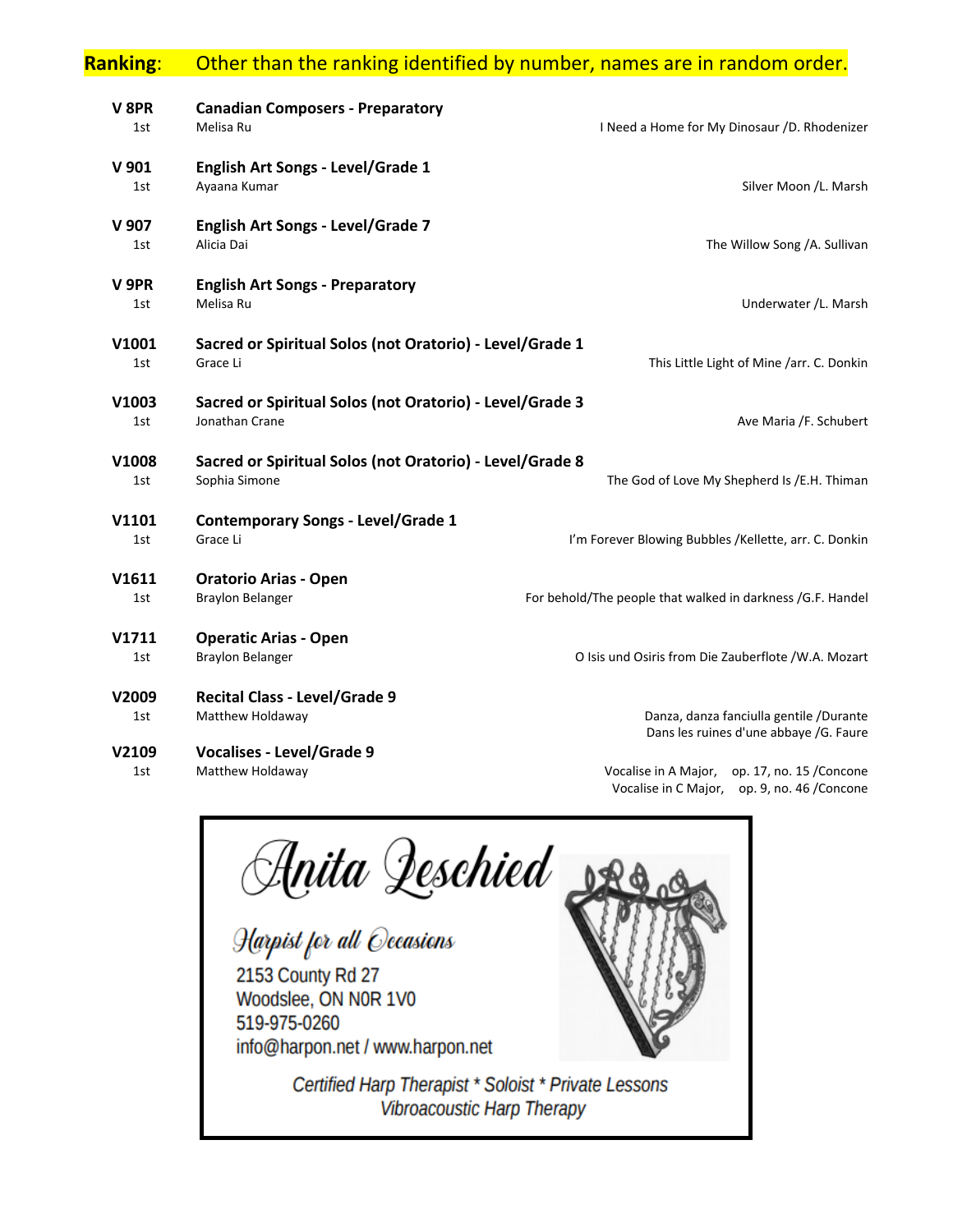**Ranking**: Other than the ranking identified by number, names are in random order.

| Class | Title / Place | Name | Selection |
|---|---|---|---|
| **V 8PR** | **Canadian Composers - Preparatory** | | |
| 1st | | Melisa Ru | I Need a Home for My Dinosaur /D. Rhodenizer |
| **V 901** | **English Art Songs - Level/Grade 1** | | |
| 1st | | Ayaana Kumar | Silver Moon /L. Marsh |
| **V 907** | **English Art Songs - Level/Grade 7** | | |
| 1st | | Alicia Dai | The Willow Song /A. Sullivan |
| **V 9PR** | **English Art Songs - Preparatory** | | |
| 1st | | Melisa Ru | Underwater /L. Marsh |
| **V1001** | **Sacred or Spiritual Solos (not Oratorio) - Level/Grade 1** | | |
| 1st | | Grace Li | This Little Light of Mine /arr. C. Donkin |
| **V1003** | **Sacred or Spiritual Solos (not Oratorio) - Level/Grade 3** | | |
| 1st | | Jonathan Crane | Ave Maria /F. Schubert |
| **V1008** | **Sacred or Spiritual Solos (not Oratorio) - Level/Grade 8** | | |
| 1st | | Sophia Simone | The God of Love My Shepherd Is /E.H. Thiman |
| **V1101** | **Contemporary Songs - Level/Grade 1** | | |
| 1st | | Grace Li | I'm Forever Blowing Bubbles /Kellette, arr. C. Donkin |
| **V1611** | **Oratorio Arias - Open** | | |
| 1st | | Braylon Belanger | For behold/The people that walked in darkness /G.F. Handel |
| **V1711** | **Operatic Arias - Open** | | |
| 1st | | Braylon Belanger | O Isis und Osiris from Die Zauberflote /W.A. Mozart |
| **V2009** | **Recital Class - Level/Grade 9** | | |
| 1st | | Matthew Holdaway | Danza, danza fanciulla gentile /Durante<br>Dans les ruines d'une abbaye /G. Faure |
| **V2109** | **Vocalises - Level/Grade 9** | | |
| 1st | | Matthew Holdaway | Vocalise in A Major, op. 17, no. 15 /Concone<br>Vocalise in C Major, op. 9, no. 46 /Concone |

Anita Zeschied

Harpist for all Occasions
2153 County Rd 27
Woodslee, ON N0R 1V0
519-975-0260
info@harpon.net / www.harpon.net

Certified Harp Therapist * Soloist * Private Lessons
Vibroacoustic Harp Therapy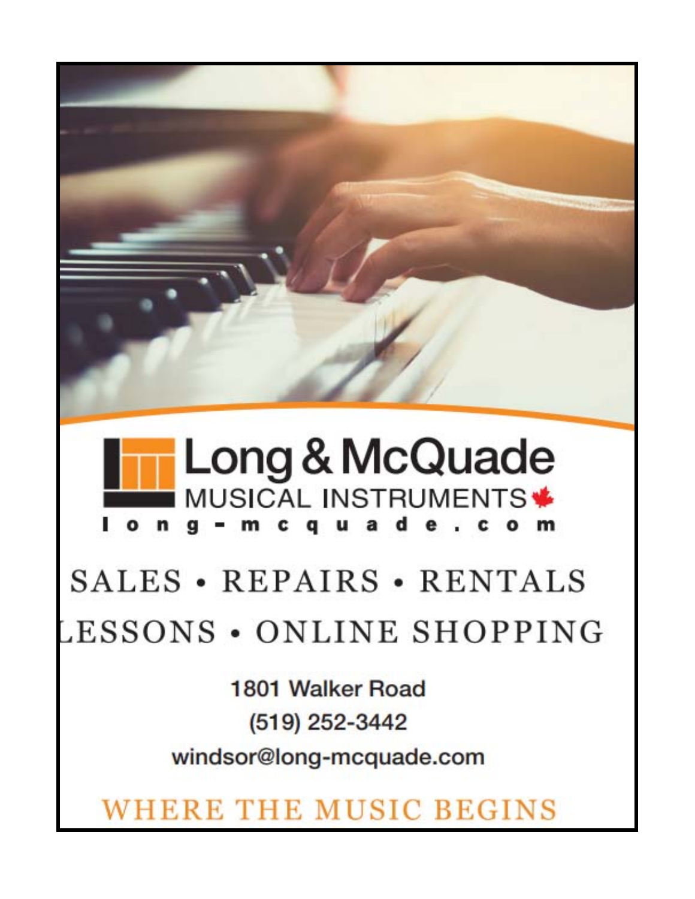# Long & McQuade

MUSICAL INSTRUMENTS

long-mcquade.com

## SALES • REPAIRS • RENTALS

## LESSONS • ONLINE SHOPPING

1801 Walker Road

(519) 252-3442

windsor@long-mcquade.com

WHERE THE MUSIC BEGINS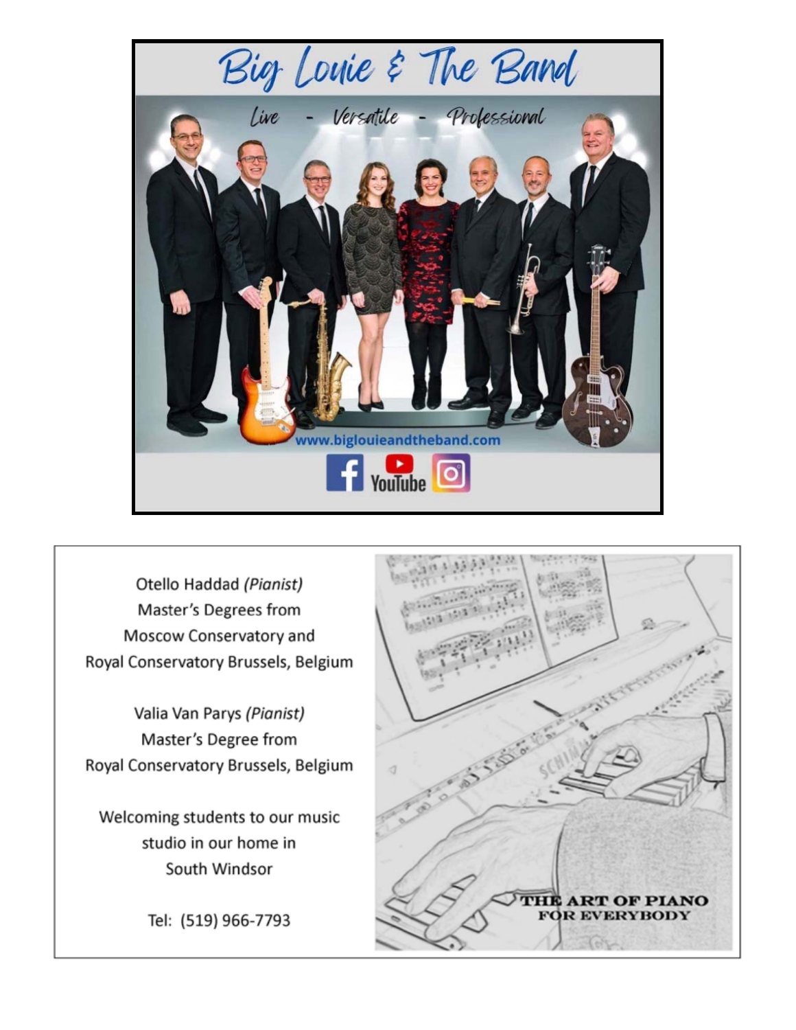# Big Louie & The Band

*Live - Versatile - Professional*

www.biglouieandtheband.com

Facebook | YouTube | Instagram

---

Otello Haddad *(Pianist)*
Master's Degrees from
Moscow Conservatory and
Royal Conservatory Brussels, Belgium

Valia Van Parys *(Pianist)*
Master's Degree from
Royal Conservatory Brussels, Belgium

Welcoming students to our music
studio in our home in
South Windsor

Tel: (519) 966-7793

**THE ART OF PIANO FOR EVERYBODY**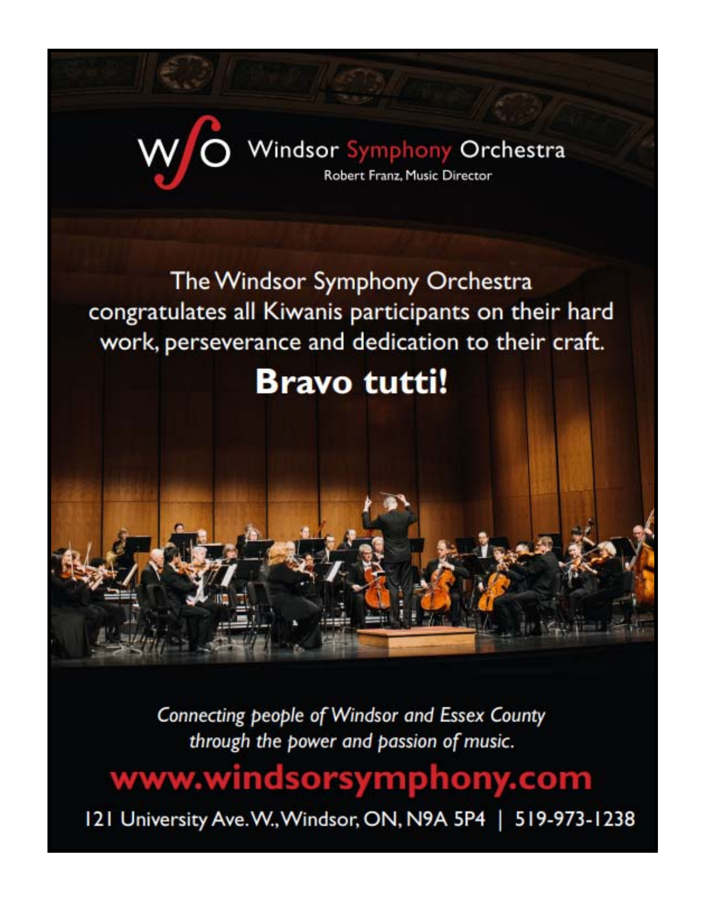Windsor Symphony Orchestra

Robert Franz, Music Director

The Windsor Symphony Orchestra congratulates all Kiwanis participants on their hard work, perseverance and dedication to their craft.

**Bravo tutti!**

*Connecting people of Windsor and Essex County through the power and passion of music.*

www.windsorsymphony.com

121 University Ave. W., Windsor, ON, N9A 5P4 | 519-973-1238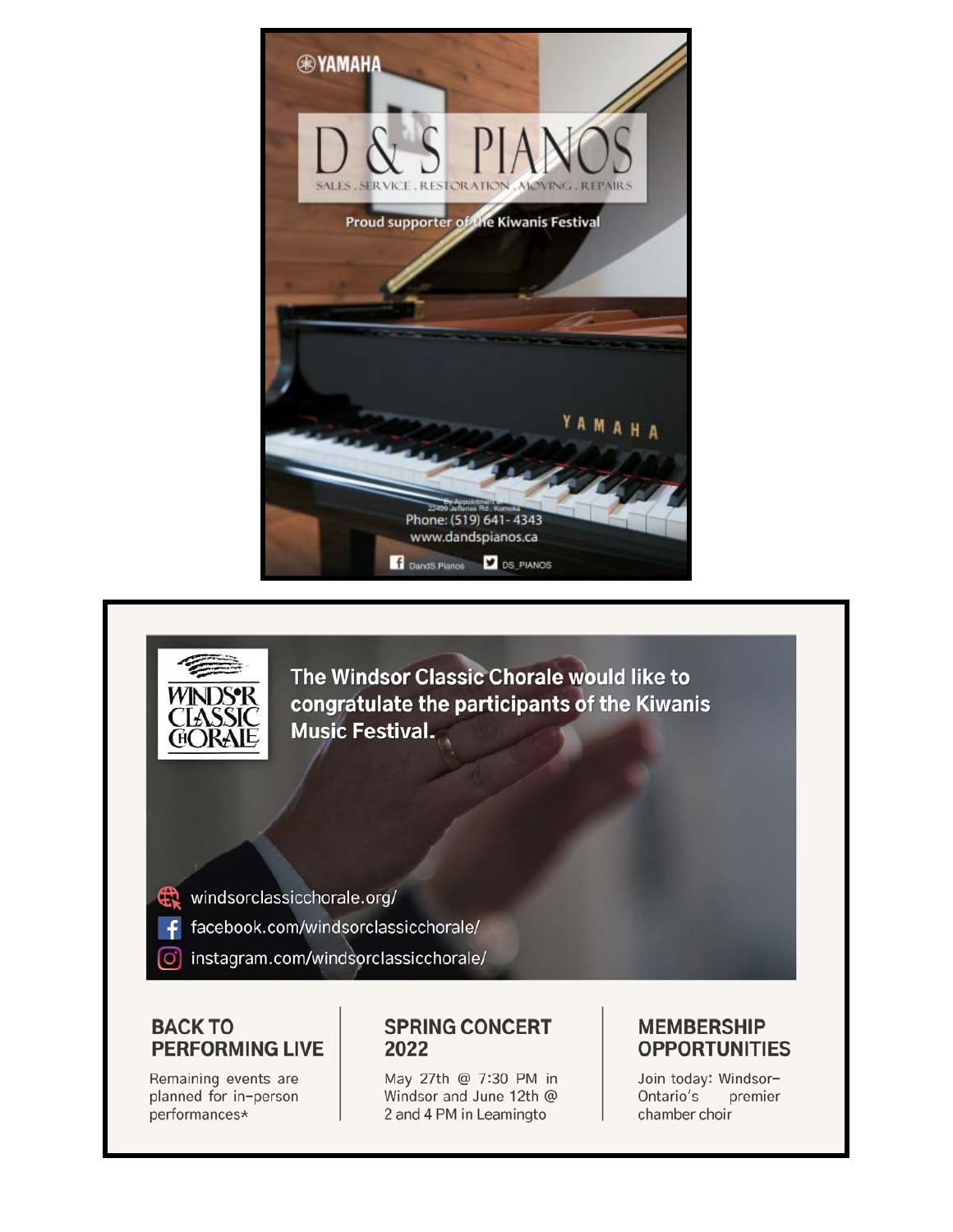YAMAHA

# D & S PIANOS

SALES . SERVICE . RESTORATION . MOVING . REPAIRS

Proud supporter of the Kiwanis Festival

By Appointment at
22499 Jefferies Rd., Komoka
Phone: (519) 641-4343
www.dandspianos.ca

DandS Pianos   DS_PIANOS

---

WINDSOR CLASSIC CHORALE

**The Windsor Classic Chorale would like to congratulate the participants of the Kiwanis Music Festival.**

windsorclassicchorale.org/
facebook.com/windsorclassicchorale/
instagram.com/windsorclassicchorale/

### BACK TO PERFORMING LIVE

Remaining events are planned for in-person performances*

### SPRING CONCERT 2022

May 27th @ 7:30 PM in Windsor and June 12th @ 2 and 4 PM in Leamingto

### MEMBERSHIP OPPORTUNITIES

Join today: Windsor–Ontario's premier chamber choir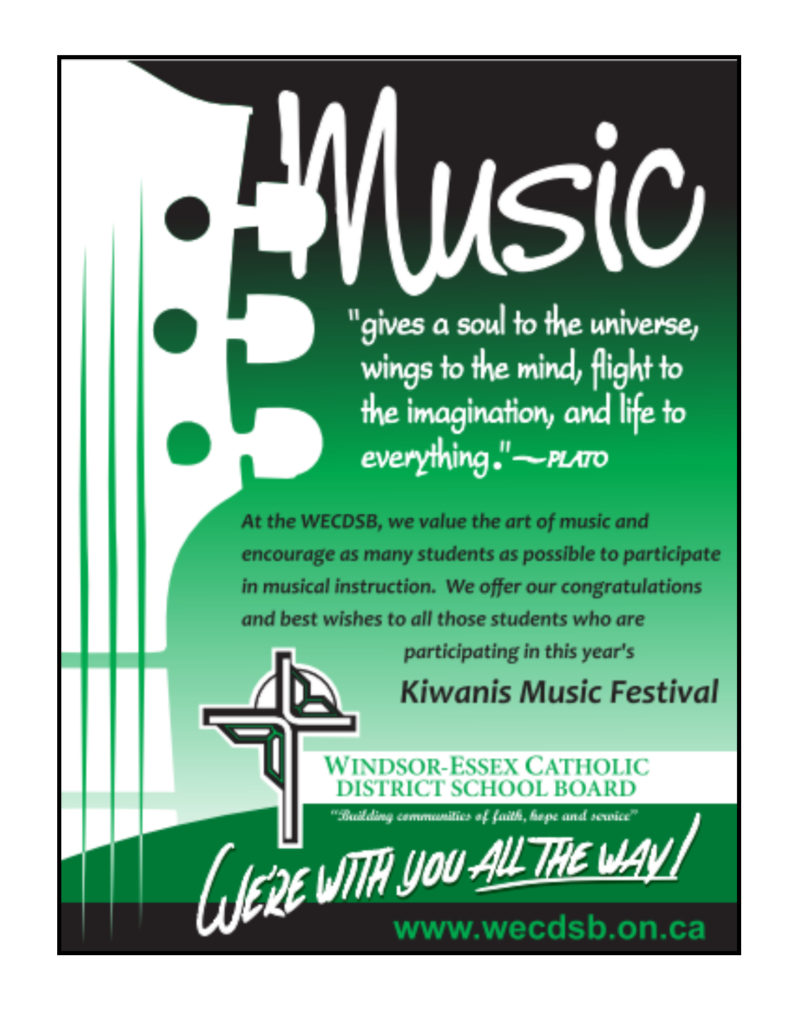# Music

"gives a soul to the universe, wings to the mind, flight to the imagination, and life to everything." — PLATO

*At the WECDSB, we value the art of music and encourage as many students as possible to participate in musical instruction. We offer our congratulations and best wishes to all those students who are participating in this year's*

## *Kiwanis Music Festival*

**WINDSOR-ESSEX CATHOLIC DISTRICT SCHOOL BOARD**

*"Building communities of faith, hope and service"*

*WE'RE WITH YOU ALL THE WAY!*

www.wecdsb.on.ca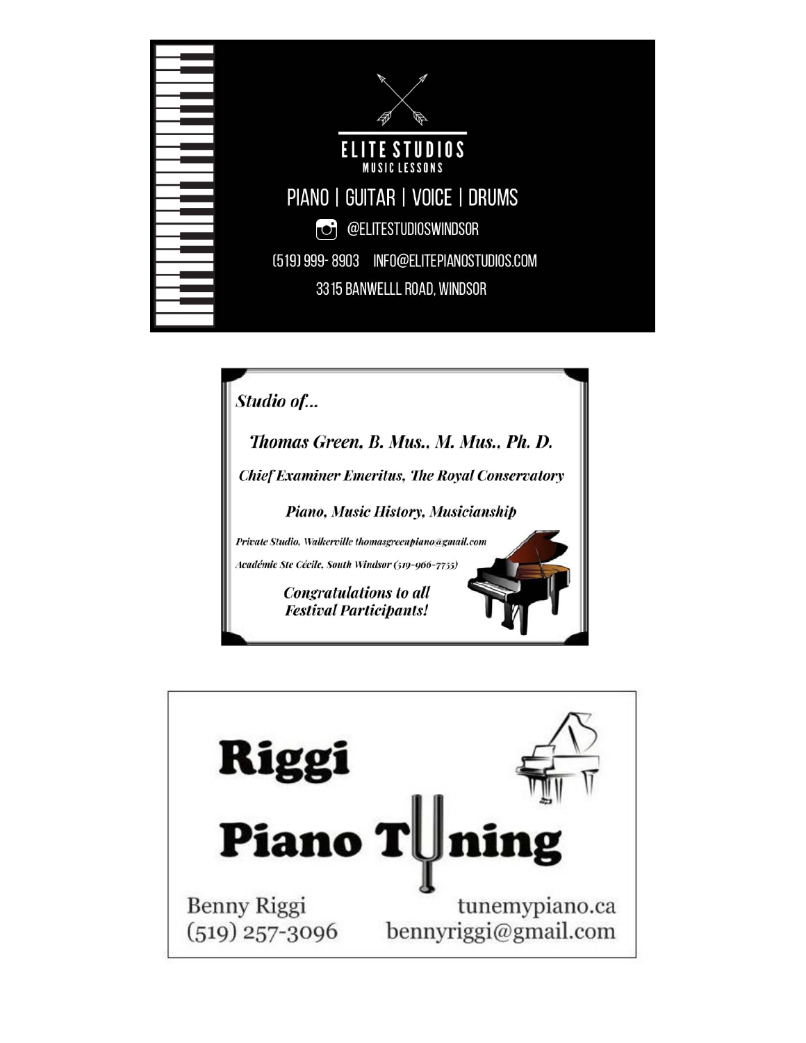**ELITE STUDIOS**
MUSIC LESSONS

PIANO | GUITAR | VOICE | DRUMS

@ELITESTUDIOSWINDSOR

(519) 999- 8903 INFO@ELITEPIANOSTUDIOS.COM

3315 BANWELLL ROAD, WINDSOR

---

*Studio of...*

***Thomas Green, B. Mus., M. Mus., Ph. D.***

***Chief Examiner Emeritus, The Royal Conservatory***

***Piano, Music History, Musicianship***

*Private Studio, Walkerville thomasgreenpiano@gmail.com*

*Académie Ste Cécile, South Windsor (519-966-7755)*

***Congratulations to all Festival Participants!***

---

**Riggi Piano Tuning**

Benny Riggi
(519) 257-3096

tunemypiano.ca
bennyriggi@gmail.com